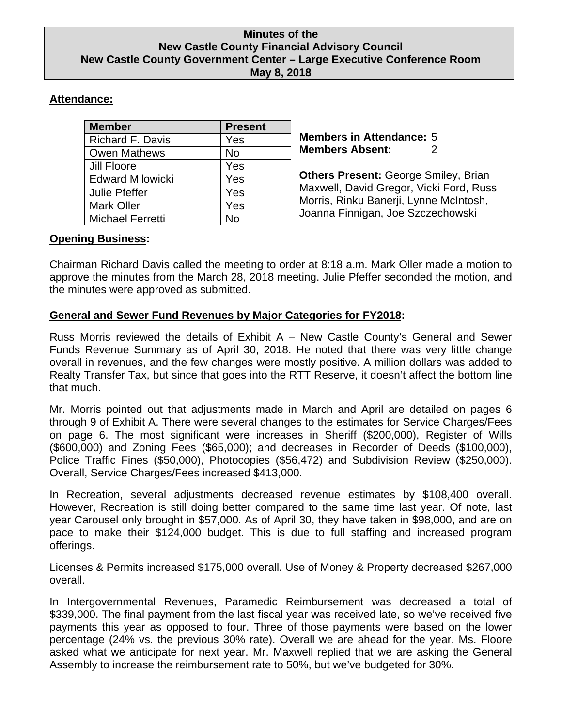# Minutes of the
# New Castle County Financial Advisory Council
## New Castle County Government Center – Large Executive Conference Room
## May 8, 2018

**Attendance:**

| Member | Present |
|---|---|
| Richard F. Davis | Yes |
| Owen Mathews | No |
| Jill Floore | Yes |
| Edward Milowicki | Yes |
| Julie Pfeffer | Yes |
| Mark Oller | Yes |
| Michael Ferretti | No |

**Members in Attendance:** 5
**Members Absent:** 2

**Others Present:** George Smiley, Brian Maxwell, David Gregor, Vicki Ford, Russ Morris, Rinku Banerji, Lynne McIntosh, Joanna Finnigan, Joe Szczechowski

**Opening Business:**

Chairman Richard Davis called the meeting to order at 8:18 a.m. Mark Oller made a motion to approve the minutes from the March 28, 2018 meeting. Julie Pfeffer seconded the motion, and the minutes were approved as submitted.

**General and Sewer Fund Revenues by Major Categories for FY2018:**

Russ Morris reviewed the details of Exhibit A – New Castle County's General and Sewer Funds Revenue Summary as of April 30, 2018. He noted that there was very little change overall in revenues, and the few changes were mostly positive. A million dollars was added to Realty Transfer Tax, but since that goes into the RTT Reserve, it doesn't affect the bottom line that much.

Mr. Morris pointed out that adjustments made in March and April are detailed on pages 6 through 9 of Exhibit A. There were several changes to the estimates for Service Charges/Fees on page 6. The most significant were increases in Sheriff ($200,000), Register of Wills ($600,000) and Zoning Fees ($65,000); and decreases in Recorder of Deeds ($100,000), Police Traffic Fines ($50,000), Photocopies ($56,472) and Subdivision Review ($250,000). Overall, Service Charges/Fees increased $413,000.

In Recreation, several adjustments decreased revenue estimates by $108,400 overall. However, Recreation is still doing better compared to the same time last year. Of note, last year Carousel only brought in $57,000. As of April 30, they have taken in $98,000, and are on pace to make their $124,000 budget. This is due to full staffing and increased program offerings.

Licenses & Permits increased $175,000 overall. Use of Money & Property decreased $267,000 overall.

In Intergovernmental Revenues, Paramedic Reimbursement was decreased a total of $339,000. The final payment from the last fiscal year was received late, so we've received five payments this year as opposed to four. Three of those payments were based on the lower percentage (24% vs. the previous 30% rate). Overall we are ahead for the year. Ms. Floore asked what we anticipate for next year. Mr. Maxwell replied that we are asking the General Assembly to increase the reimbursement rate to 50%, but we've budgeted for 30%.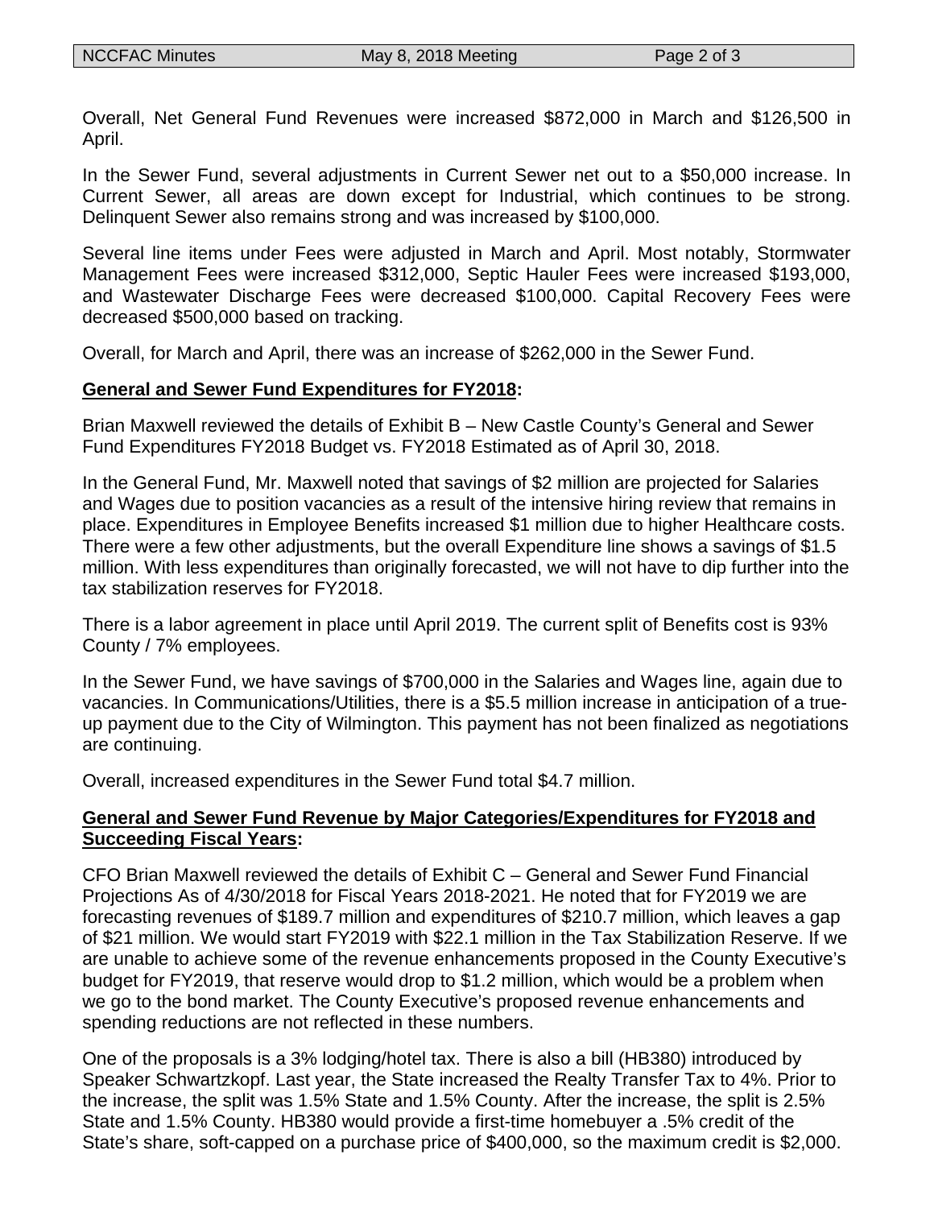Overall, Net General Fund Revenues were increased $872,000 in March and $126,500 in April.

In the Sewer Fund, several adjustments in Current Sewer net out to a $50,000 increase. In Current Sewer, all areas are down except for Industrial, which continues to be strong. Delinquent Sewer also remains strong and was increased by $100,000.

Several line items under Fees were adjusted in March and April. Most notably, Stormwater Management Fees were increased $312,000, Septic Hauler Fees were increased $193,000, and Wastewater Discharge Fees were decreased $100,000. Capital Recovery Fees were decreased $500,000 based on tracking.

Overall, for March and April, there was an increase of $262,000 in the Sewer Fund.

**General and Sewer Fund Expenditures for FY2018:**

Brian Maxwell reviewed the details of Exhibit B – New Castle County's General and Sewer Fund Expenditures FY2018 Budget vs. FY2018 Estimated as of April 30, 2018.

In the General Fund, Mr. Maxwell noted that savings of $2 million are projected for Salaries and Wages due to position vacancies as a result of the intensive hiring review that remains in place. Expenditures in Employee Benefits increased $1 million due to higher Healthcare costs. There were a few other adjustments, but the overall Expenditure line shows a savings of $1.5 million. With less expenditures than originally forecasted, we will not have to dip further into the tax stabilization reserves for FY2018.

There is a labor agreement in place until April 2019. The current split of Benefits cost is 93% County / 7% employees.

In the Sewer Fund, we have savings of $700,000 in the Salaries and Wages line, again due to vacancies. In Communications/Utilities, there is a $5.5 million increase in anticipation of a true-up payment due to the City of Wilmington. This payment has not been finalized as negotiations are continuing.

Overall, increased expenditures in the Sewer Fund total $4.7 million.

**General and Sewer Fund Revenue by Major Categories/Expenditures for FY2018 and Succeeding Fiscal Years:**

CFO Brian Maxwell reviewed the details of Exhibit C – General and Sewer Fund Financial Projections As of 4/30/2018 for Fiscal Years 2018-2021. He noted that for FY2019 we are forecasting revenues of $189.7 million and expenditures of $210.7 million, which leaves a gap of $21 million. We would start FY2019 with $22.1 million in the Tax Stabilization Reserve. If we are unable to achieve some of the revenue enhancements proposed in the County Executive's budget for FY2019, that reserve would drop to $1.2 million, which would be a problem when we go to the bond market. The County Executive's proposed revenue enhancements and spending reductions are not reflected in these numbers.

One of the proposals is a 3% lodging/hotel tax. There is also a bill (HB380) introduced by Speaker Schwartzkopf. Last year, the State increased the Realty Transfer Tax to 4%. Prior to the increase, the split was 1.5% State and 1.5% County. After the increase, the split is 2.5% State and 1.5% County. HB380 would provide a first-time homebuyer a .5% credit of the State's share, soft-capped on a purchase price of $400,000, so the maximum credit is $2,000.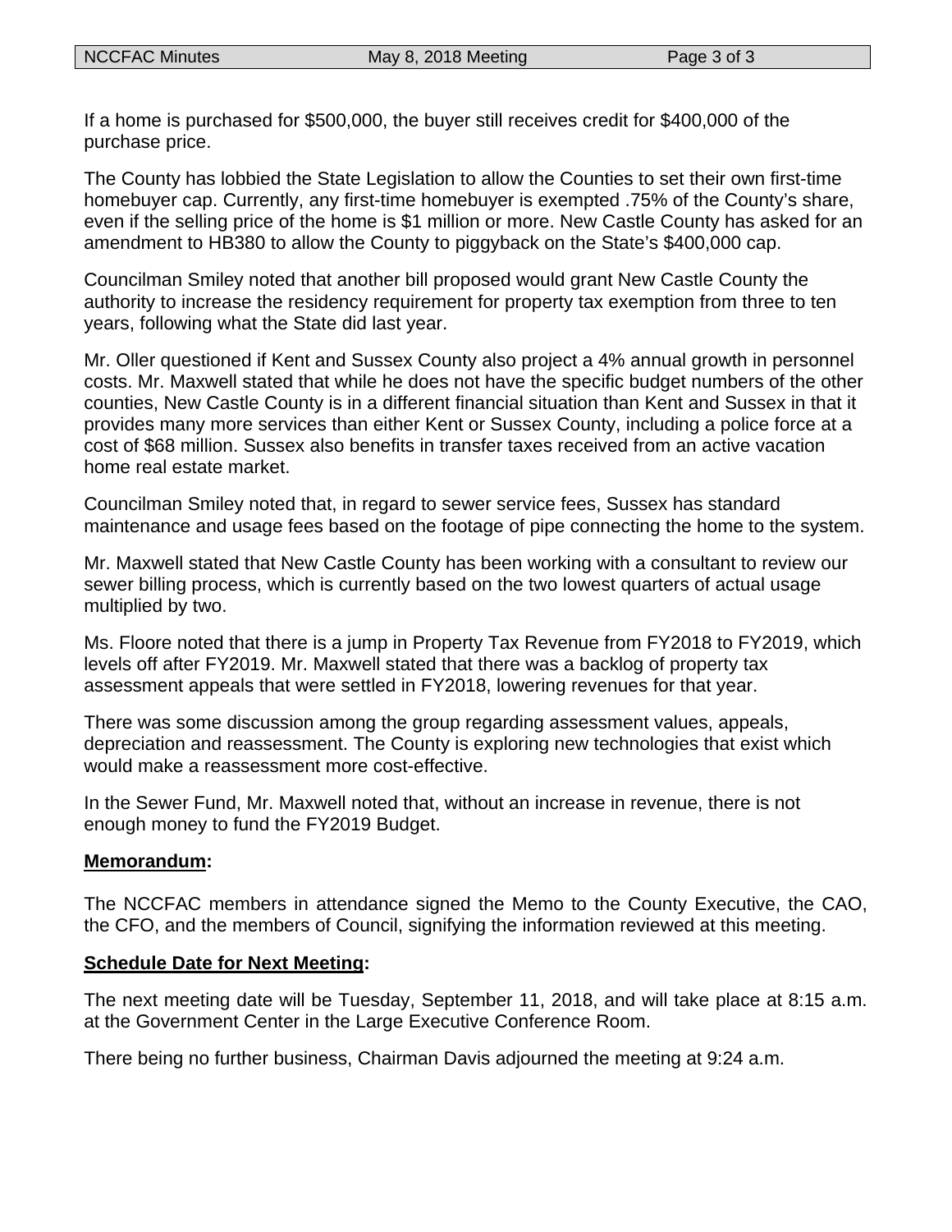If a home is purchased for $500,000, the buyer still receives credit for $400,000 of the purchase price.

The County has lobbied the State Legislation to allow the Counties to set their own first-time homebuyer cap. Currently, any first-time homebuyer is exempted .75% of the County's share, even if the selling price of the home is $1 million or more. New Castle County has asked for an amendment to HB380 to allow the County to piggyback on the State's $400,000 cap.

Councilman Smiley noted that another bill proposed would grant New Castle County the authority to increase the residency requirement for property tax exemption from three to ten years, following what the State did last year.

Mr. Oller questioned if Kent and Sussex County also project a 4% annual growth in personnel costs. Mr. Maxwell stated that while he does not have the specific budget numbers of the other counties, New Castle County is in a different financial situation than Kent and Sussex in that it provides many more services than either Kent or Sussex County, including a police force at a cost of $68 million. Sussex also benefits in transfer taxes received from an active vacation home real estate market.

Councilman Smiley noted that, in regard to sewer service fees, Sussex has standard maintenance and usage fees based on the footage of pipe connecting the home to the system.

Mr. Maxwell stated that New Castle County has been working with a consultant to review our sewer billing process, which is currently based on the two lowest quarters of actual usage multiplied by two.

Ms. Floore noted that there is a jump in Property Tax Revenue from FY2018 to FY2019, which levels off after FY2019. Mr. Maxwell stated that there was a backlog of property tax assessment appeals that were settled in FY2018, lowering revenues for that year.

There was some discussion among the group regarding assessment values, appeals, depreciation and reassessment. The County is exploring new technologies that exist which would make a reassessment more cost-effective.

In the Sewer Fund, Mr. Maxwell noted that, without an increase in revenue, there is not enough money to fund the FY2019 Budget.

**Memorandum:**

The NCCFAC members in attendance signed the Memo to the County Executive, the CAO, the CFO, and the members of Council, signifying the information reviewed at this meeting.

**Schedule Date for Next Meeting:**

The next meeting date will be Tuesday, September 11, 2018, and will take place at 8:15 a.m. at the Government Center in the Large Executive Conference Room.

There being no further business, Chairman Davis adjourned the meeting at 9:24 a.m.